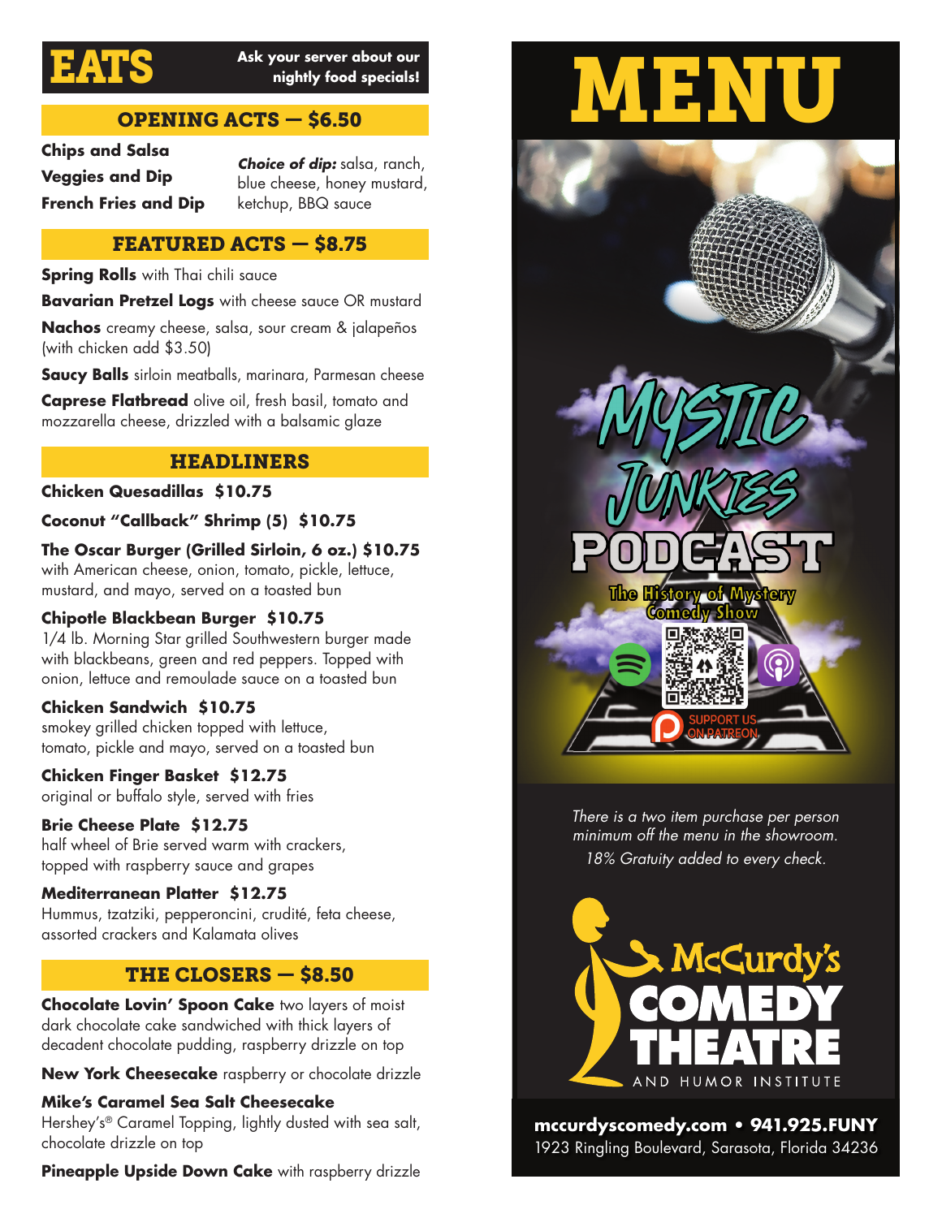# EATS

**Ask your server about our nightly food specials!**

## OPENING ACTS — $6.50

**Chips and Salsa**
**Veggies and Dip**
**French Fries and Dip**

***Choice of dip:*** salsa, ranch, blue cheese, honey mustard, ketchup, BBQ sauce

## FEATURED ACTS — $8.75

**Spring Rolls** with Thai chili sauce

**Bavarian Pretzel Logs** with cheese sauce OR mustard

**Nachos** creamy cheese, salsa, sour cream & jalapeños (with chicken add $3.50)

**Saucy Balls** sirloin meatballs, marinara, Parmesan cheese

**Caprese Flatbread** olive oil, fresh basil, tomato and mozzarella cheese, drizzled with a balsamic glaze

## HEADLINERS

**Chicken Quesadillas $10.75**

**Coconut "Callback" Shrimp (5) $10.75**

**The Oscar Burger (Grilled Sirloin, 6 oz.) $10.75**
with American cheese, onion, tomato, pickle, lettuce, mustard, and mayo, served on a toasted bun

**Chipotle Blackbean Burger $10.75**
1/4 lb. Morning Star grilled Southwestern burger made with blackbeans, green and red peppers. Topped with onion, lettuce and remoulade sauce on a toasted bun

**Chicken Sandwich $10.75**
smokey grilled chicken topped with lettuce, tomato, pickle and mayo, served on a toasted bun

**Chicken Finger Basket $12.75**
original or buffalo style, served with fries

**Brie Cheese Plate $12.75**
half wheel of Brie served warm with crackers, topped with raspberry sauce and grapes

**Mediterranean Platter $12.75**
Hummus, tzatziki, pepperoncini, crudité, feta cheese, assorted crackers and Kalamata olives

## THE CLOSERS — $8.50

**Chocolate Lovin' Spoon Cake** two layers of moist dark chocolate cake sandwiched with thick layers of decadent chocolate pudding, raspberry drizzle on top

**New York Cheesecake** raspberry or chocolate drizzle

**Mike's Caramel Sea Salt Cheesecake**
Hershey's® Caramel Topping, lightly dusted with sea salt, chocolate drizzle on top

**Pineapple Upside Down Cake** with raspberry drizzle

# MENU

MYSTIC JUNKIES PODCAST
The History of Mystery Comedy Show
SUPPORT US ON PATREON

*There is a two item purchase per person minimum off the menu in the showroom.*

*18% Gratuity added to every check.*

McCurdy's COMEDY THEATRE AND HUMOR INSTITUTE

**mccurdyscomedy.com • 941.925.FUNY**
1923 Ringling Boulevard, Sarasota, Florida 34236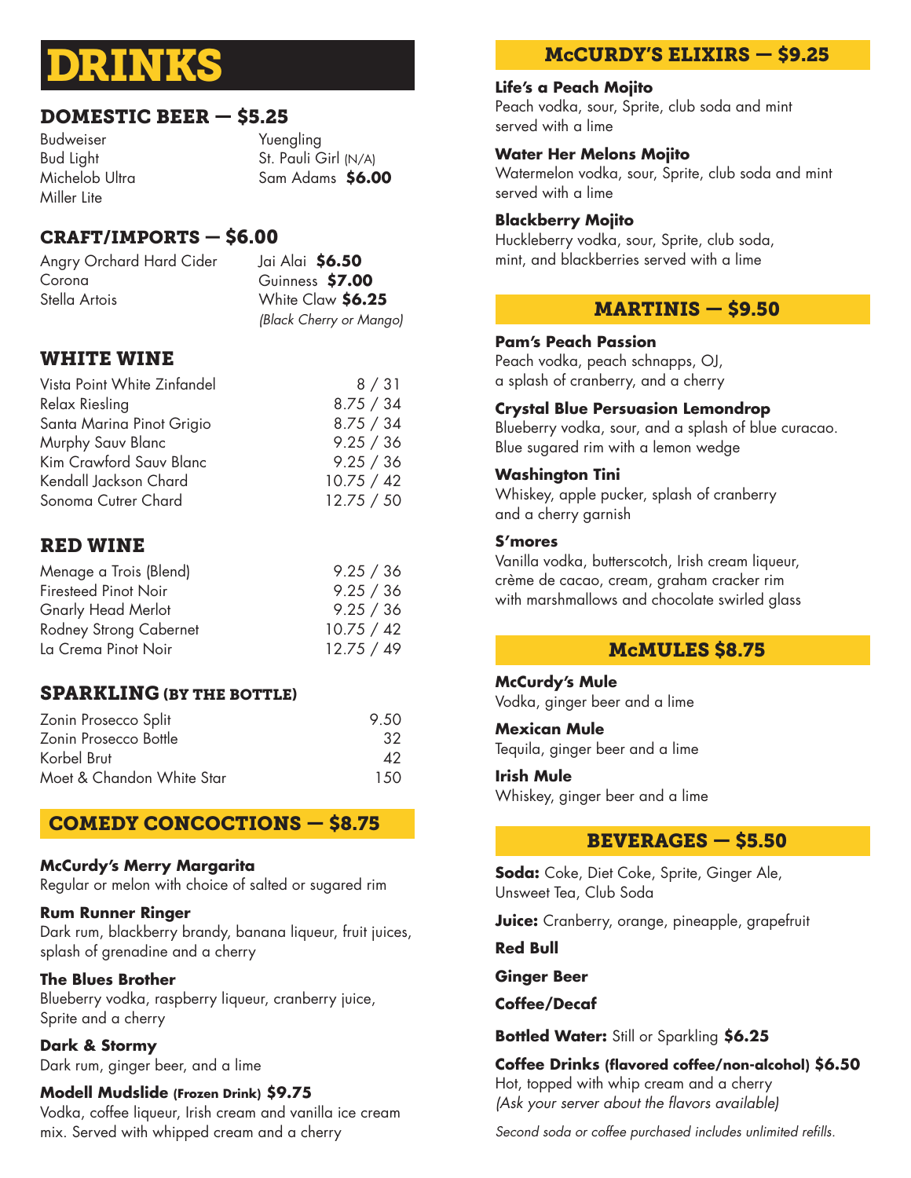# DRINKS

## DOMESTIC BEER — $5.25

Budweiser
Bud Light
Michelob Ultra
Miller Lite
Yuengling
St. Pauli Girl (N/A)
Sam Adams **$6.00**

## CRAFT/IMPORTS — $6.00

Angry Orchard Hard Cider
Corona
Stella Artois
Jai Alai **$6.50**
Guinness **$7.00**
White Claw **$6.25**
*(Black Cherry or Mango)*

## WHITE WINE

| | |
|---|---|
| Vista Point White Zinfandel | 8 / 31 |
| Relax Riesling | 8.75 / 34 |
| Santa Marina Pinot Grigio | 8.75 / 34 |
| Murphy Sauv Blanc | 9.25 / 36 |
| Kim Crawford Sauv Blanc | 9.25 / 36 |
| Kendall Jackson Chard | 10.75 / 42 |
| Sonoma Cutrer Chard | 12.75 / 50 |

## RED WINE

| | |
|---|---|
| Menage a Trois (Blend) | 9.25 / 36 |
| Firesteed Pinot Noir | 9.25 / 36 |
| Gnarly Head Merlot | 9.25 / 36 |
| Rodney Strong Cabernet | 10.75 / 42 |
| La Crema Pinot Noir | 12.75 / 49 |

## SPARKLING (BY THE BOTTLE)

| | |
|---|---|
| Zonin Prosecco Split | 9.50 |
| Zonin Prosecco Bottle | 32 |
| Korbel Brut | 42 |
| Moet & Chandon White Star | 150 |

## COMEDY CONCOCTIONS — $8.75

**McCurdy's Merry Margarita**
Regular or melon with choice of salted or sugared rim

**Rum Runner Ringer**
Dark rum, blackberry brandy, banana liqueur, fruit juices, splash of grenadine and a cherry

**The Blues Brother**
Blueberry vodka, raspberry liqueur, cranberry juice, Sprite and a cherry

**Dark & Stormy**
Dark rum, ginger beer, and a lime

**Modell Mudslide (Frozen Drink) $9.75**
Vodka, coffee liqueur, Irish cream and vanilla ice cream mix. Served with whipped cream and a cherry

## McCURDY'S ELIXIRS — $9.25

**Life's a Peach Mojito**
Peach vodka, sour, Sprite, club soda and mint served with a lime

**Water Her Melons Mojito**
Watermelon vodka, sour, Sprite, club soda and mint served with a lime

**Blackberry Mojito**
Huckleberry vodka, sour, Sprite, club soda, mint, and blackberries served with a lime

## MARTINIS — $9.50

**Pam's Peach Passion**
Peach vodka, peach schnapps, OJ, a splash of cranberry, and a cherry

**Crystal Blue Persuasion Lemondrop**
Blueberry vodka, sour, and a splash of blue curacao. Blue sugared rim with a lemon wedge

**Washington Tini**
Whiskey, apple pucker, splash of cranberry and a cherry garnish

**S'mores**
Vanilla vodka, butterscotch, Irish cream liqueur, crème de cacao, cream, graham cracker rim with marshmallows and chocolate swirled glass

## McMULES $8.75

**McCurdy's Mule**
Vodka, ginger beer and a lime

**Mexican Mule**
Tequila, ginger beer and a lime

**Irish Mule**
Whiskey, ginger beer and a lime

## BEVERAGES — $5.50

**Soda:** Coke, Diet Coke, Sprite, Ginger Ale, Unsweet Tea, Club Soda

**Juice:** Cranberry, orange, pineapple, grapefruit

**Red Bull**

**Ginger Beer**

**Coffee/Decaf**

**Bottled Water:** Still or Sparkling **$6.25**

**Coffee Drinks (flavored coffee/non-alcohol) $6.50**
Hot, topped with whip cream and a cherry
*(Ask your server about the flavors available)*

*Second soda or coffee purchased includes unlimited refills.*